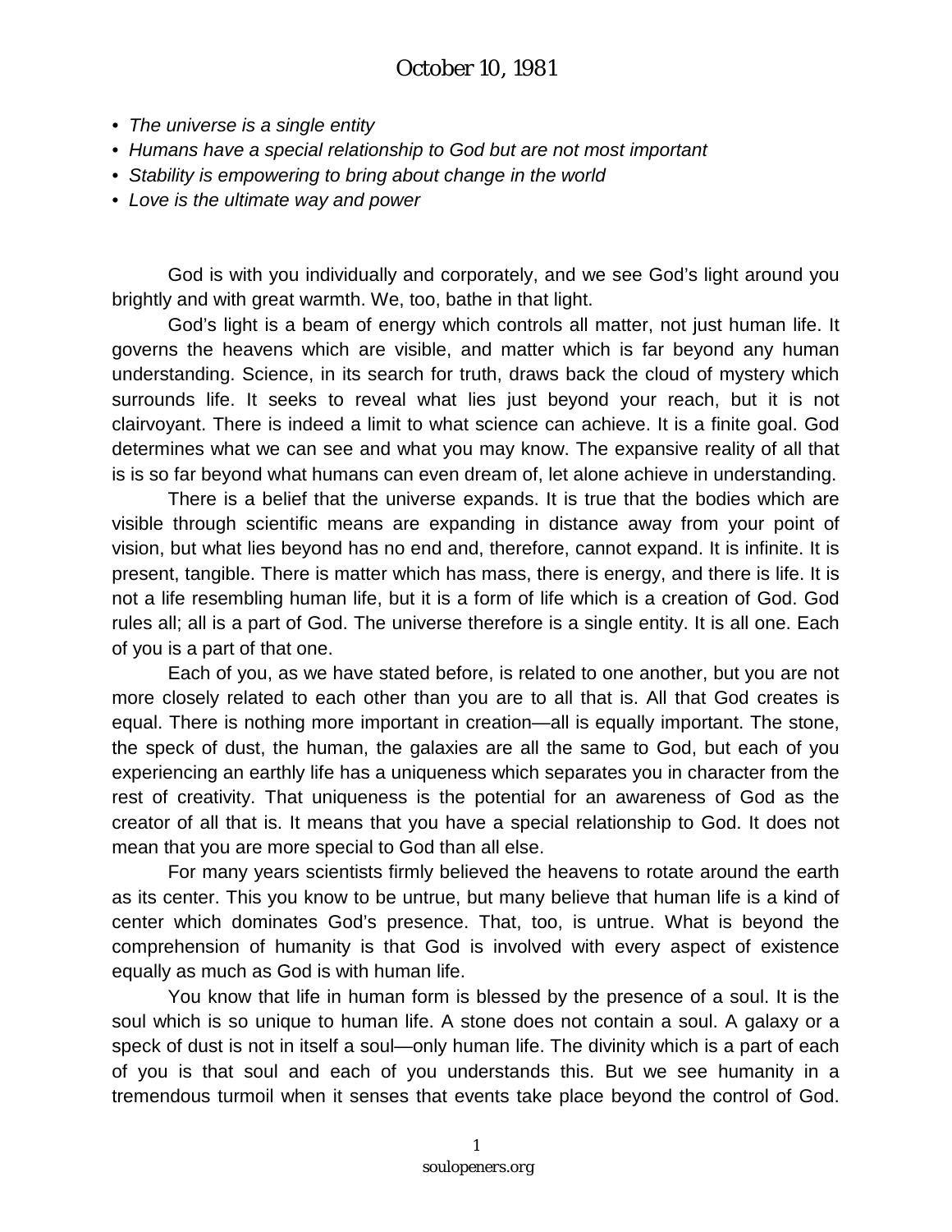# October 10, 1981

- *The universe is a single entity*
- *Humans have a special relationship to God but are not most important*
- *Stability is empowering to bring about change in the world*
- *Love is the ultimate way and power*

God is with you individually and corporately, and we see God's light around you brightly and with great warmth. We, too, bathe in that light.

God's light is a beam of energy which controls all matter, not just human life. It governs the heavens which are visible, and matter which is far beyond any human understanding. Science, in its search for truth, draws back the cloud of mystery which surrounds life. It seeks to reveal what lies just beyond your reach, but it is not clairvoyant. There is indeed a limit to what science can achieve. It is a finite goal. God determines what we can see and what you may know. The expansive reality of all that is is so far beyond what humans can even dream of, let alone achieve in understanding.

There is a belief that the universe expands. It is true that the bodies which are visible through scientific means are expanding in distance away from your point of vision, but what lies beyond has no end and, therefore, cannot expand. It is infinite. It is present, tangible. There is matter which has mass, there is energy, and there is life. It is not a life resembling human life, but it is a form of life which is a creation of God. God rules all; all is a part of God. The universe therefore is a single entity. It is all one. Each of you is a part of that one.

Each of you, as we have stated before, is related to one another, but you are not more closely related to each other than you are to all that is. All that God creates is equal. There is nothing more important in creation—all is equally important. The stone, the speck of dust, the human, the galaxies are all the same to God, but each of you experiencing an earthly life has a uniqueness which separates you in character from the rest of creativity. That uniqueness is the potential for an awareness of God as the creator of all that is. It means that you have a special relationship to God. It does not mean that you are more special to God than all else.

For many years scientists firmly believed the heavens to rotate around the earth as its center. This you know to be untrue, but many believe that human life is a kind of center which dominates God's presence. That, too, is untrue. What is beyond the comprehension of humanity is that God is involved with every aspect of existence equally as much as God is with human life.

You know that life in human form is blessed by the presence of a soul. It is the soul which is so unique to human life. A stone does not contain a soul. A galaxy or a speck of dust is not in itself a soul—only human life. The divinity which is a part of each of you is that soul and each of you understands this. But we see humanity in a tremendous turmoil when it senses that events take place beyond the control of God.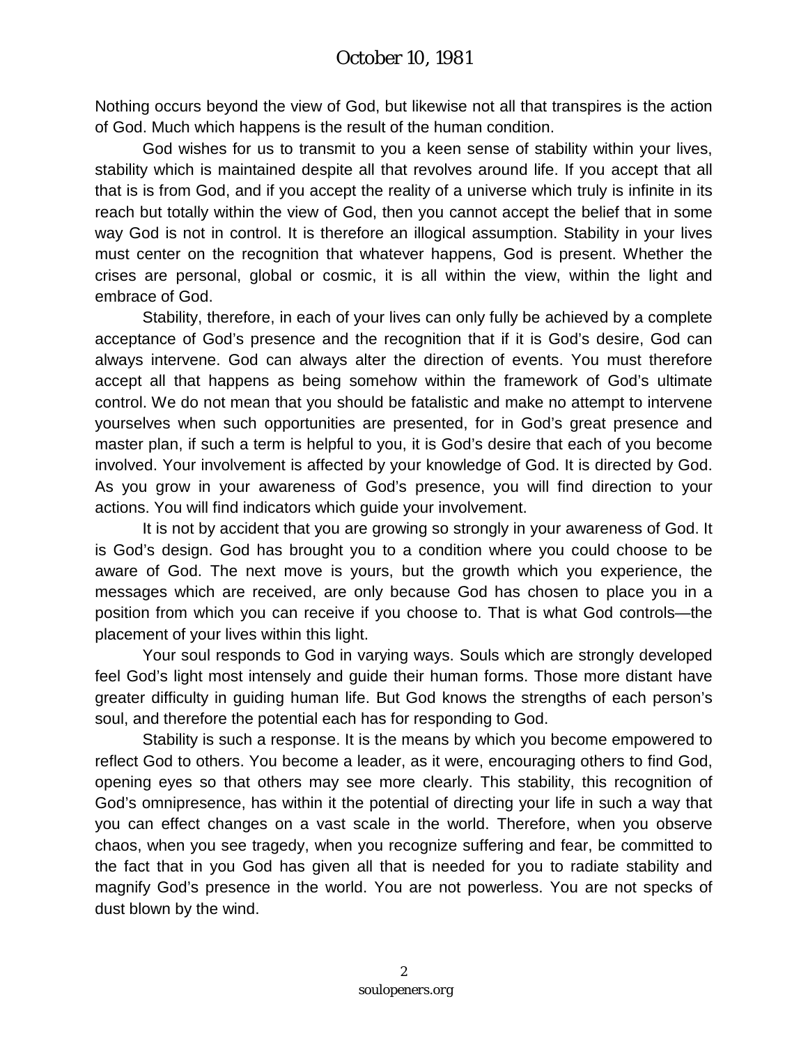Nothing occurs beyond the view of God, but likewise not all that transpires is the action of God. Much which happens is the result of the human condition.

God wishes for us to transmit to you a keen sense of stability within your lives, stability which is maintained despite all that revolves around life. If you accept that all that is is from God, and if you accept the reality of a universe which truly is infinite in its reach but totally within the view of God, then you cannot accept the belief that in some way God is not in control. It is therefore an illogical assumption. Stability in your lives must center on the recognition that whatever happens, God is present. Whether the crises are personal, global or cosmic, it is all within the view, within the light and embrace of God.

Stability, therefore, in each of your lives can only fully be achieved by a complete acceptance of God's presence and the recognition that if it is God's desire, God can always intervene. God can always alter the direction of events. You must therefore accept all that happens as being somehow within the framework of God's ultimate control. We do not mean that you should be fatalistic and make no attempt to intervene yourselves when such opportunities are presented, for in God's great presence and master plan, if such a term is helpful to you, it is God's desire that each of you become involved. Your involvement is affected by your knowledge of God. It is directed by God. As you grow in your awareness of God's presence, you will find direction to your actions. You will find indicators which guide your involvement.

It is not by accident that you are growing so strongly in your awareness of God. It is God's design. God has brought you to a condition where you could choose to be aware of God. The next move is yours, but the growth which you experience, the messages which are received, are only because God has chosen to place you in a position from which you can receive if you choose to. That is what God controls—the placement of your lives within this light.

Your soul responds to God in varying ways. Souls which are strongly developed feel God's light most intensely and guide their human forms. Those more distant have greater difficulty in guiding human life. But God knows the strengths of each person's soul, and therefore the potential each has for responding to God.

Stability is such a response. It is the means by which you become empowered to reflect God to others. You become a leader, as it were, encouraging others to find God, opening eyes so that others may see more clearly. This stability, this recognition of God's omnipresence, has within it the potential of directing your life in such a way that you can effect changes on a vast scale in the world. Therefore, when you observe chaos, when you see tragedy, when you recognize suffering and fear, be committed to the fact that in you God has given all that is needed for you to radiate stability and magnify God's presence in the world. You are not powerless. You are not specks of dust blown by the wind.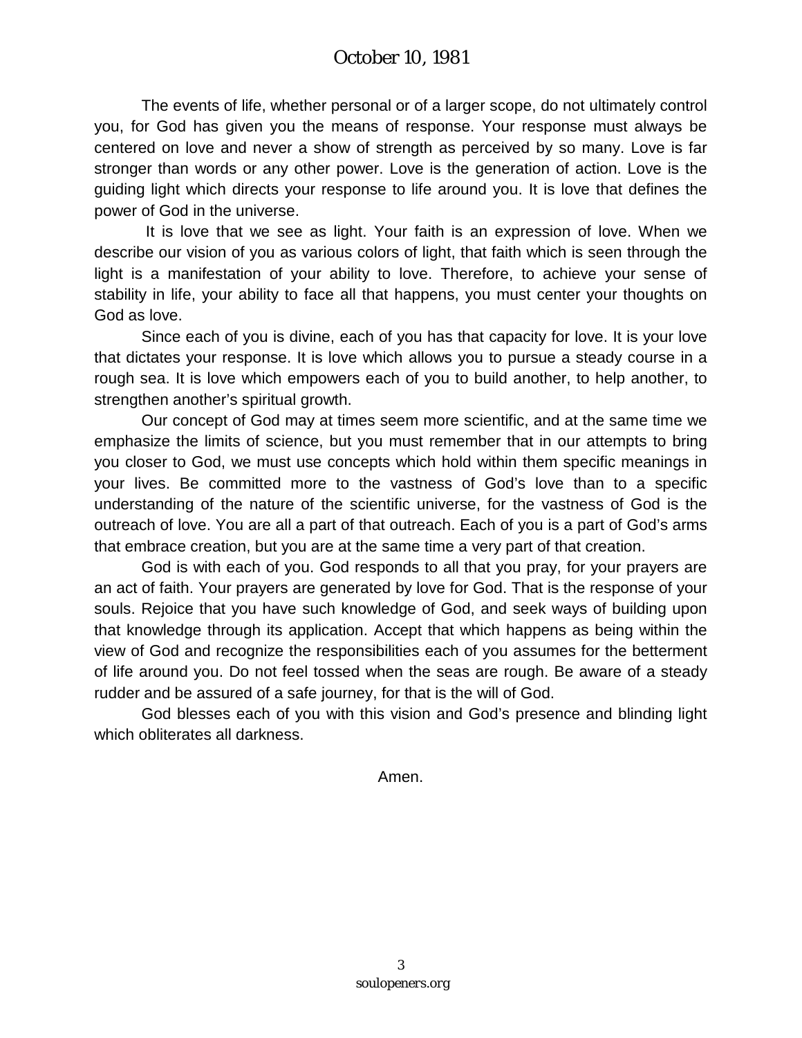# October 10, 1981

The events of life, whether personal or of a larger scope, do not ultimately control you, for God has given you the means of response. Your response must always be centered on love and never a show of strength as perceived by so many. Love is far stronger than words or any other power. Love is the generation of action. Love is the guiding light which directs your response to life around you. It is love that defines the power of God in the universe.

It is love that we see as light. Your faith is an expression of love. When we describe our vision of you as various colors of light, that faith which is seen through the light is a manifestation of your ability to love. Therefore, to achieve your sense of stability in life, your ability to face all that happens, you must center your thoughts on God as love.

Since each of you is divine, each of you has that capacity for love. It is your love that dictates your response. It is love which allows you to pursue a steady course in a rough sea. It is love which empowers each of you to build another, to help another, to strengthen another's spiritual growth.

Our concept of God may at times seem more scientific, and at the same time we emphasize the limits of science, but you must remember that in our attempts to bring you closer to God, we must use concepts which hold within them specific meanings in your lives. Be committed more to the vastness of God's love than to a specific understanding of the nature of the scientific universe, for the vastness of God is the outreach of love. You are all a part of that outreach. Each of you is a part of God's arms that embrace creation, but you are at the same time a very part of that creation.

God is with each of you. God responds to all that you pray, for your prayers are an act of faith. Your prayers are generated by love for God. That is the response of your souls. Rejoice that you have such knowledge of God, and seek ways of building upon that knowledge through its application. Accept that which happens as being within the view of God and recognize the responsibilities each of you assumes for the betterment of life around you. Do not feel tossed when the seas are rough. Be aware of a steady rudder and be assured of a safe journey, for that is the will of God.

God blesses each of you with this vision and God's presence and blinding light which obliterates all darkness.

Amen.